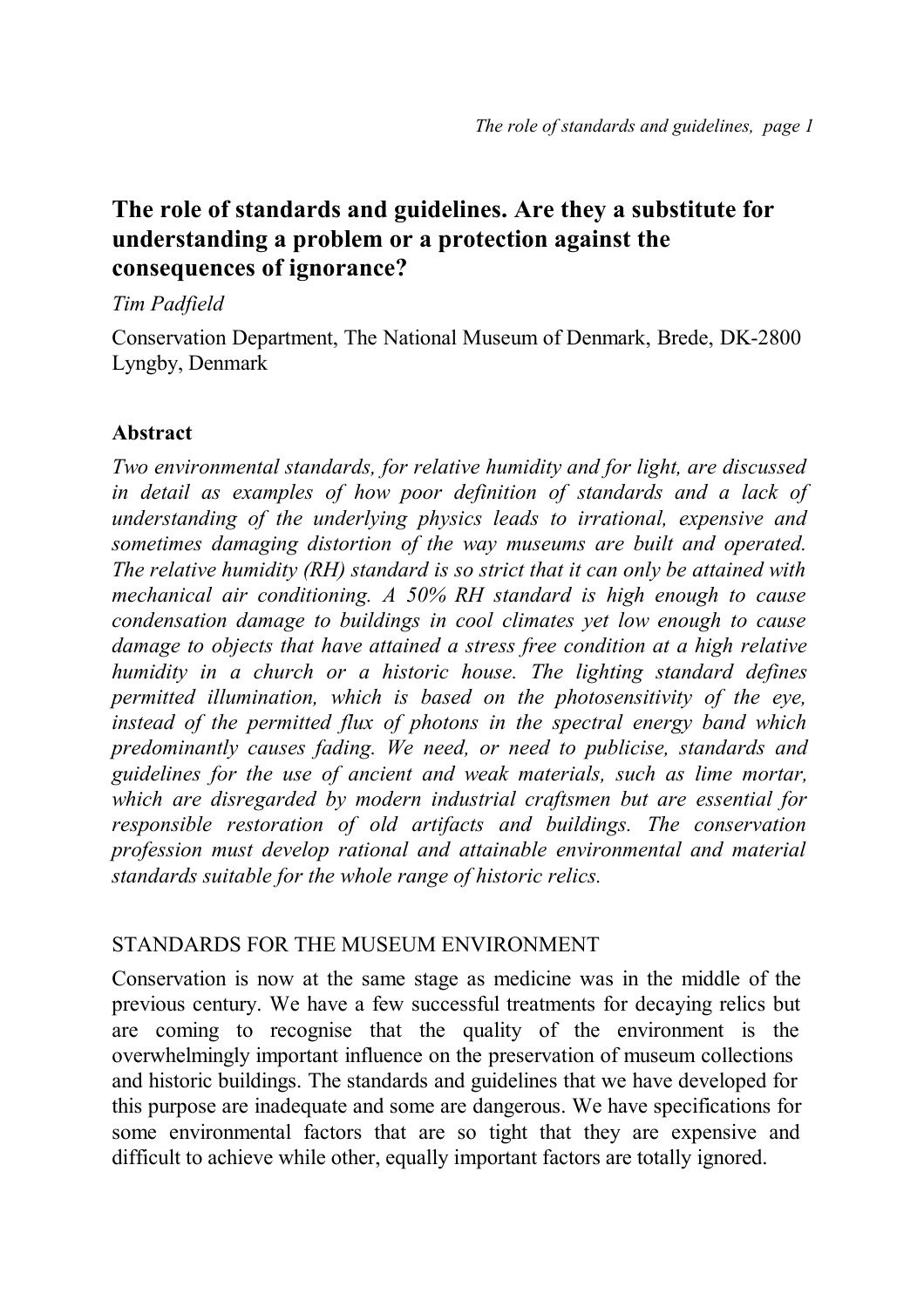# The role of standards and guidelines. Are they a substitute for understanding a problem or a protection against the consequences of ignorance?

*Tim Padfield*

Conservation Department, The National Museum of Denmark, Brede, DK-2800 Lyngby, Denmark

## Abstract

*Two environmental standards, for relative humidity and for light, are discussed in detail as examples of how poor definition of standards and a lack of understanding of the underlying physics leads to irrational, expensive and sometimes damaging distortion of the way museums are built and operated. The relative humidity (RH) standard is so strict that it can only be attained with mechanical air conditioning. A 50% RH standard is high enough to cause condensation damage to buildings in cool climates yet low enough to cause damage to objects that have attained a stress free condition at a high relative humidity in a church or a historic house. The lighting standard defines permitted illumination, which is based on the photosensitivity of the eye, instead of the permitted flux of photons in the spectral energy band which predominantly causes fading. We need, or need to publicise, standards and guidelines for the use of ancient and weak materials, such as lime mortar, which are disregarded by modern industrial craftsmen but are essential for responsible restoration of old artifacts and buildings. The conservation profession must develop rational and attainable environmental and material standards suitable for the whole range of historic relics.*

## STANDARDS FOR THE MUSEUM ENVIRONMENT

Conservation is now at the same stage as medicine was in the middle of the previous century. We have a few successful treatments for decaying relics but are coming to recognise that the quality of the environment is the overwhelmingly important influence on the preservation of museum collections and historic buildings. The standards and guidelines that we have developed for this purpose are inadequate and some are dangerous. We have specifications for some environmental factors that are so tight that they are expensive and difficult to achieve while other, equally important factors are totally ignored.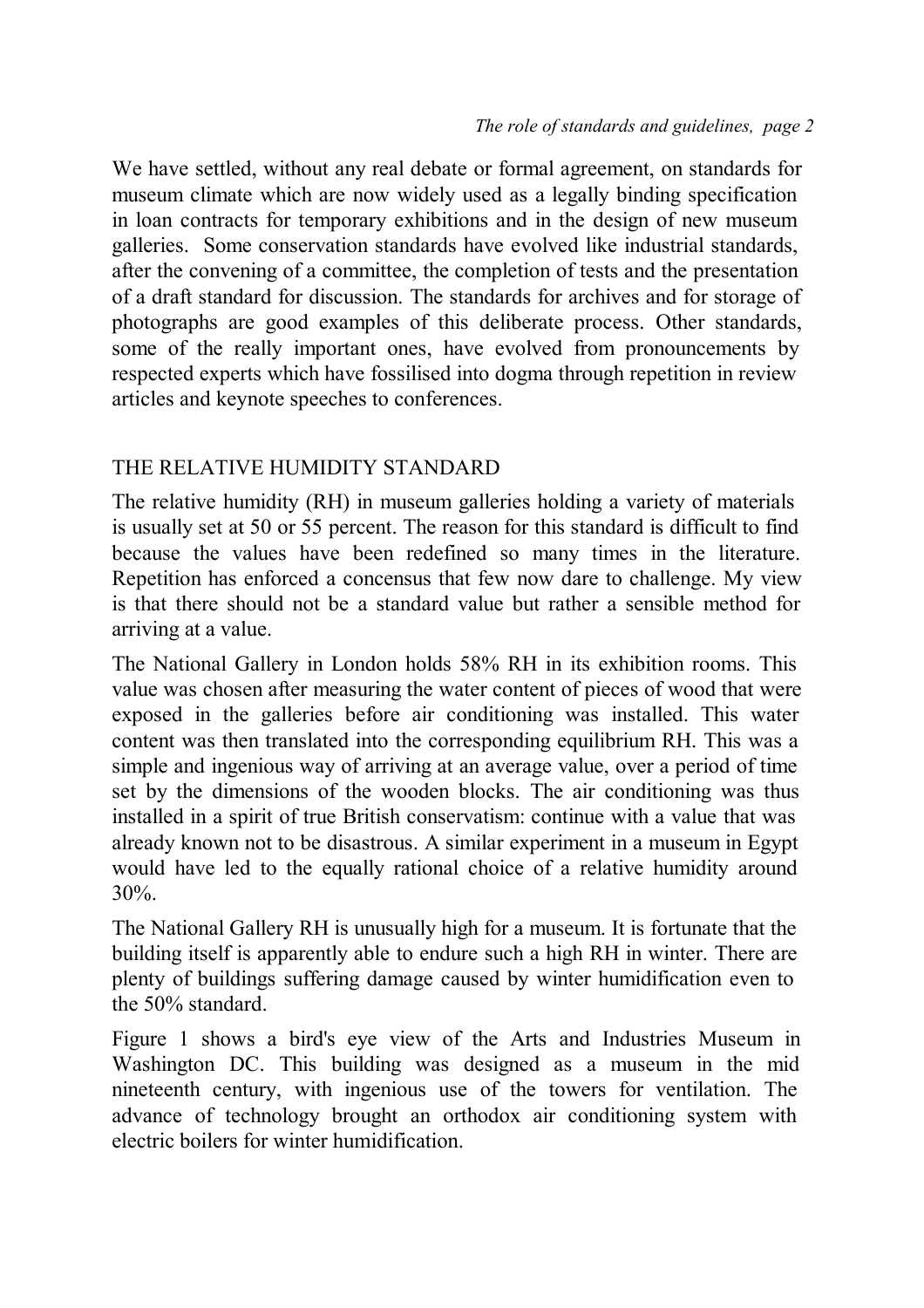We have settled, without any real debate or formal agreement, on standards for museum climate which are now widely used as a legally binding specification in loan contracts for temporary exhibitions and in the design of new museum galleries. Some conservation standards have evolved like industrial standards, after the convening of a committee, the completion of tests and the presentation of a draft standard for discussion. The standards for archives and for storage of photographs are good examples of this deliberate process. Other standards, some of the really important ones, have evolved from pronouncements by respected experts which have fossilised into dogma through repetition in review articles and keynote speeches to conferences.

## THE RELATIVE HUMIDITY STANDARD

The relative humidity (RH) in museum galleries holding a variety of materials is usually set at 50 or 55 percent. The reason for this standard is difficult to find because the values have been redefined so many times in the literature. Repetition has enforced a concensus that few now dare to challenge. My view is that there should not be a standard value but rather a sensible method for arriving at a value.

The National Gallery in London holds 58% RH in its exhibition rooms. This value was chosen after measuring the water content of pieces of wood that were exposed in the galleries before air conditioning was installed. This water content was then translated into the corresponding equilibrium RH. This was a simple and ingenious way of arriving at an average value, over a period of time set by the dimensions of the wooden blocks. The air conditioning was thus installed in a spirit of true British conservatism: continue with a value that was already known not to be disastrous. A similar experiment in a museum in Egypt would have led to the equally rational choice of a relative humidity around 30%.

The National Gallery RH is unusually high for a museum. It is fortunate that the building itself is apparently able to endure such a high RH in winter. There are plenty of buildings suffering damage caused by winter humidification even to the 50% standard.

Figure 1 shows a bird's eye view of the Arts and Industries Museum in Washington DC. This building was designed as a museum in the mid nineteenth century, with ingenious use of the towers for ventilation. The advance of technology brought an orthodox air conditioning system with electric boilers for winter humidification.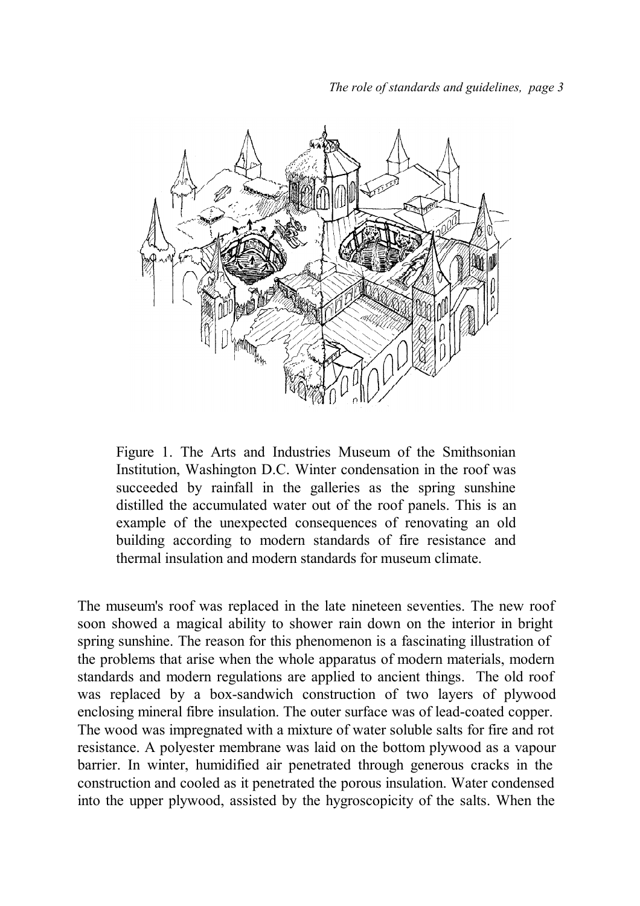Figure 1. The Arts and Industries Museum of the Smithsonian Institution, Washington D.C. Winter condensation in the roof was succeeded by rainfall in the galleries as the spring sunshine distilled the accumulated water out of the roof panels. This is an example of the unexpected consequences of renovating an old building according to modern standards of fire resistance and thermal insulation and modern standards for museum climate.

The museum's roof was replaced in the late nineteen seventies. The new roof soon showed a magical ability to shower rain down on the interior in bright spring sunshine. The reason for this phenomenon is a fascinating illustration of the problems that arise when the whole apparatus of modern materials, modern standards and modern regulations are applied to ancient things. The old roof was replaced by a box-sandwich construction of two layers of plywood enclosing mineral fibre insulation. The outer surface was of lead-coated copper. The wood was impregnated with a mixture of water soluble salts for fire and rot resistance. A polyester membrane was laid on the bottom plywood as a vapour barrier. In winter, humidified air penetrated through generous cracks in the construction and cooled as it penetrated the porous insulation. Water condensed into the upper plywood, assisted by the hygroscopicity of the salts. When the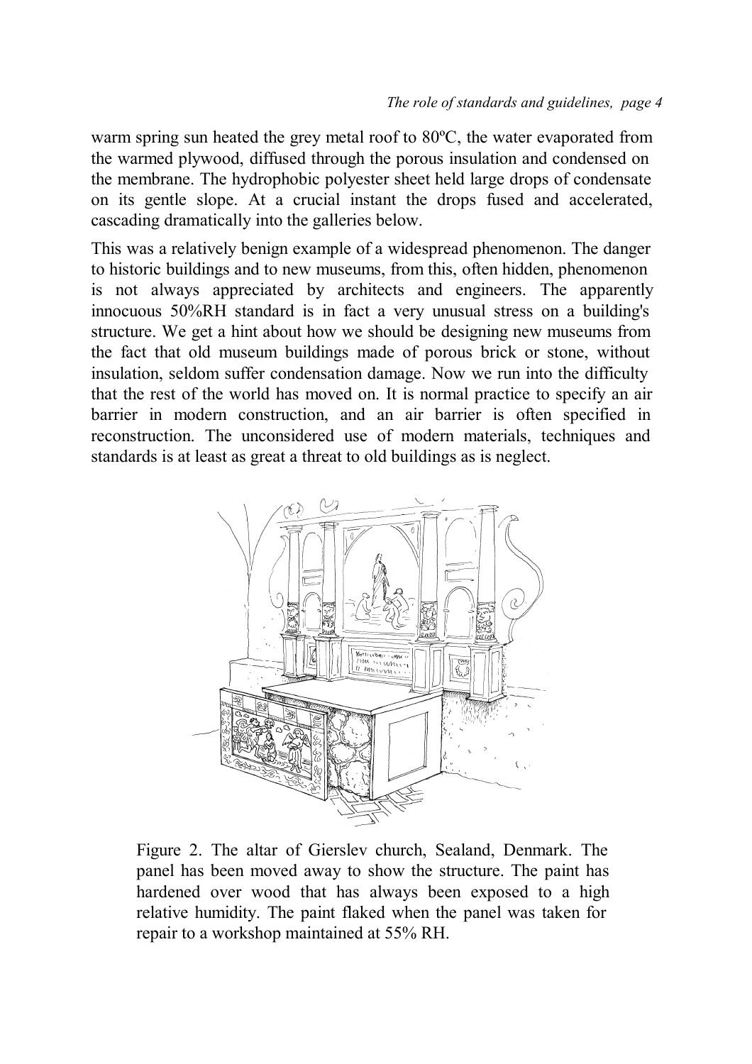warm spring sun heated the grey metal roof to 80ºC, the water evaporated from the warmed plywood, diffused through the porous insulation and condensed on the membrane. The hydrophobic polyester sheet held large drops of condensate on its gentle slope. At a crucial instant the drops fused and accelerated, cascading dramatically into the galleries below.

This was a relatively benign example of a widespread phenomenon. The danger to historic buildings and to new museums, from this, often hidden, phenomenon is not always appreciated by architects and engineers. The apparently innocuous 50%RH standard is in fact a very unusual stress on a building's structure. We get a hint about how we should be designing new museums from the fact that old museum buildings made of porous brick or stone, without insulation, seldom suffer condensation damage. Now we run into the difficulty that the rest of the world has moved on. It is normal practice to specify an air barrier in modern construction, and an air barrier is often specified in reconstruction. The unconsidered use of modern materials, techniques and standards is at least as great a threat to old buildings as is neglect.

Figure 2. The altar of Gierslev church, Sealand, Denmark. The panel has been moved away to show the structure. The paint has hardened over wood that has always been exposed to a high relative humidity. The paint flaked when the panel was taken for repair to a workshop maintained at 55% RH.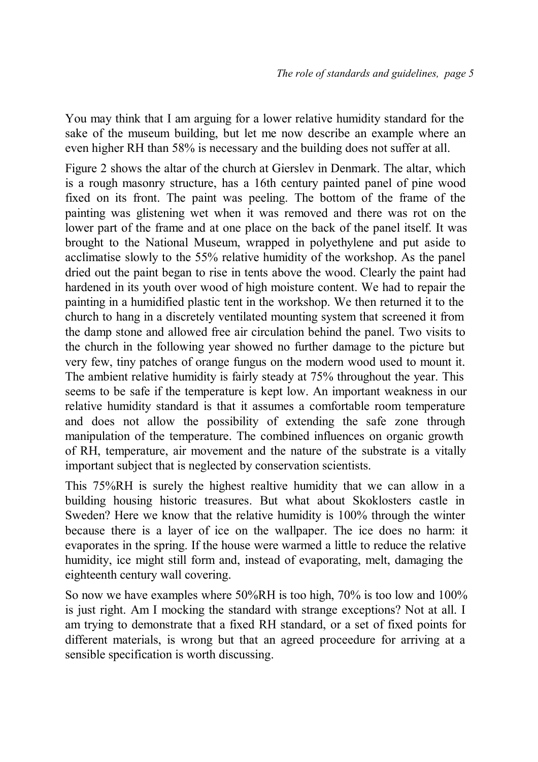You may think that I am arguing for a lower relative humidity standard for the sake of the museum building, but let me now describe an example where an even higher RH than 58% is necessary and the building does not suffer at all.

Figure 2 shows the altar of the church at Gierslev in Denmark. The altar, which is a rough masonry structure, has a 16th century painted panel of pine wood fixed on its front. The paint was peeling. The bottom of the frame of the painting was glistening wet when it was removed and there was rot on the lower part of the frame and at one place on the back of the panel itself. It was brought to the National Museum, wrapped in polyethylene and put aside to acclimatise slowly to the 55% relative humidity of the workshop. As the panel dried out the paint began to rise in tents above the wood. Clearly the paint had hardened in its youth over wood of high moisture content. We had to repair the painting in a humidified plastic tent in the workshop. We then returned it to the church to hang in a discretely ventilated mounting system that screened it from the damp stone and allowed free air circulation behind the panel. Two visits to the church in the following year showed no further damage to the picture but very few, tiny patches of orange fungus on the modern wood used to mount it. The ambient relative humidity is fairly steady at 75% throughout the year. This seems to be safe if the temperature is kept low. An important weakness in our relative humidity standard is that it assumes a comfortable room temperature and does not allow the possibility of extending the safe zone through manipulation of the temperature. The combined influences on organic growth of RH, temperature, air movement and the nature of the substrate is a vitally important subject that is neglected by conservation scientists.

This 75%RH is surely the highest realtive humidity that we can allow in a building housing historic treasures. But what about Skoklosters castle in Sweden? Here we know that the relative humidity is 100% through the winter because there is a layer of ice on the wallpaper. The ice does no harm: it evaporates in the spring. If the house were warmed a little to reduce the relative humidity, ice might still form and, instead of evaporating, melt, damaging the eighteenth century wall covering.

So now we have examples where 50%RH is too high, 70% is too low and 100% is just right. Am I mocking the standard with strange exceptions? Not at all. I am trying to demonstrate that a fixed RH standard, or a set of fixed points for different materials, is wrong but that an agreed proceedure for arriving at a sensible specification is worth discussing.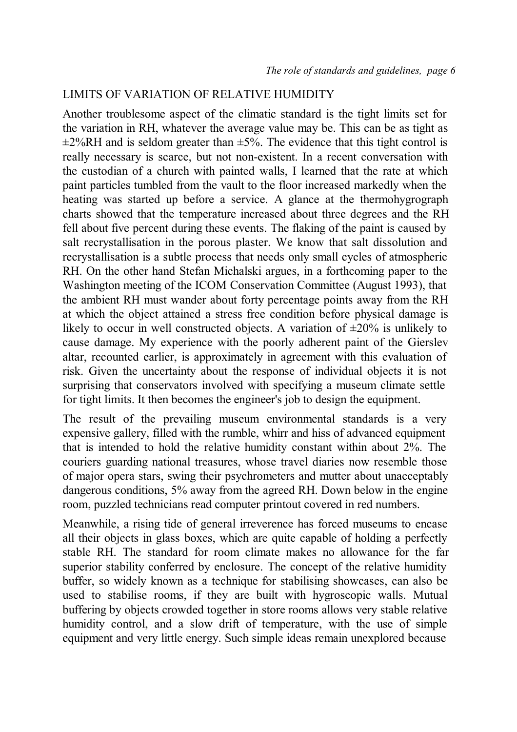## LIMITS OF VARIATION OF RELATIVE HUMIDITY

Another troublesome aspect of the climatic standard is the tight limits set for the variation in RH, whatever the average value may be. This can be as tight as ±2%RH and is seldom greater than ±5%. The evidence that this tight control is really necessary is scarce, but not non-existent. In a recent conversation with the custodian of a church with painted walls, I learned that the rate at which paint particles tumbled from the vault to the floor increased markedly when the heating was started up before a service. A glance at the thermohygrograph charts showed that the temperature increased about three degrees and the RH fell about five percent during these events. The flaking of the paint is caused by salt recrystallisation in the porous plaster. We know that salt dissolution and recrystallisation is a subtle process that needs only small cycles of atmospheric RH. On the other hand Stefan Michalski argues, in a forthcoming paper to the Washington meeting of the ICOM Conservation Committee (August 1993), that the ambient RH must wander about forty percentage points away from the RH at which the object attained a stress free condition before physical damage is likely to occur in well constructed objects. A variation of ±20% is unlikely to cause damage. My experience with the poorly adherent paint of the Gierslev altar, recounted earlier, is approximately in agreement with this evaluation of risk. Given the uncertainty about the response of individual objects it is not surprising that conservators involved with specifying a museum climate settle for tight limits. It then becomes the engineer's job to design the equipment.

The result of the prevailing museum environmental standards is a very expensive gallery, filled with the rumble, whirr and hiss of advanced equipment that is intended to hold the relative humidity constant within about 2%. The couriers guarding national treasures, whose travel diaries now resemble those of major opera stars, swing their psychrometers and mutter about unacceptably dangerous conditions, 5% away from the agreed RH. Down below in the engine room, puzzled technicians read computer printout covered in red numbers.

Meanwhile, a rising tide of general irreverence has forced museums to encase all their objects in glass boxes, which are quite capable of holding a perfectly stable RH. The standard for room climate makes no allowance for the far superior stability conferred by enclosure. The concept of the relative humidity buffer, so widely known as a technique for stabilising showcases, can also be used to stabilise rooms, if they are built with hygroscopic walls. Mutual buffering by objects crowded together in store rooms allows very stable relative humidity control, and a slow drift of temperature, with the use of simple equipment and very little energy. Such simple ideas remain unexplored because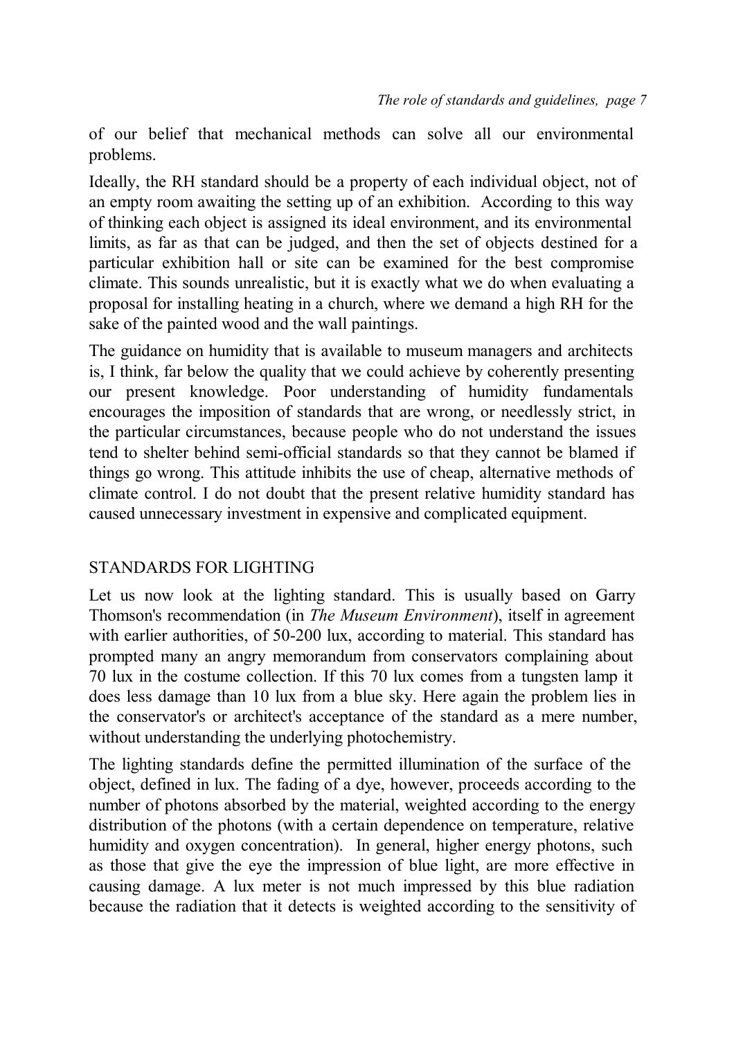of our belief that mechanical methods can solve all our environmental problems.

Ideally, the RH standard should be a property of each individual object, not of an empty room awaiting the setting up of an exhibition. According to this way of thinking each object is assigned its ideal environment, and its environmental limits, as far as that can be judged, and then the set of objects destined for a particular exhibition hall or site can be examined for the best compromise climate. This sounds unrealistic, but it is exactly what we do when evaluating a proposal for installing heating in a church, where we demand a high RH for the sake of the painted wood and the wall paintings.

The guidance on humidity that is available to museum managers and architects is, I think, far below the quality that we could achieve by coherently presenting our present knowledge. Poor understanding of humidity fundamentals encourages the imposition of standards that are wrong, or needlessly strict, in the particular circumstances, because people who do not understand the issues tend to shelter behind semi-official standards so that they cannot be blamed if things go wrong. This attitude inhibits the use of cheap, alternative methods of climate control. I do not doubt that the present relative humidity standard has caused unnecessary investment in expensive and complicated equipment.

## STANDARDS FOR LIGHTING

Let us now look at the lighting standard. This is usually based on Garry Thomson's recommendation (in *The Museum Environment*), itself in agreement with earlier authorities, of 50-200 lux, according to material. This standard has prompted many an angry memorandum from conservators complaining about 70 lux in the costume collection. If this 70 lux comes from a tungsten lamp it does less damage than 10 lux from a blue sky. Here again the problem lies in the conservator's or architect's acceptance of the standard as a mere number, without understanding the underlying photochemistry.

The lighting standards define the permitted illumination of the surface of the object, defined in lux. The fading of a dye, however, proceeds according to the number of photons absorbed by the material, weighted according to the energy distribution of the photons (with a certain dependence on temperature, relative humidity and oxygen concentration). In general, higher energy photons, such as those that give the eye the impression of blue light, are more effective in causing damage. A lux meter is not much impressed by this blue radiation because the radiation that it detects is weighted according to the sensitivity of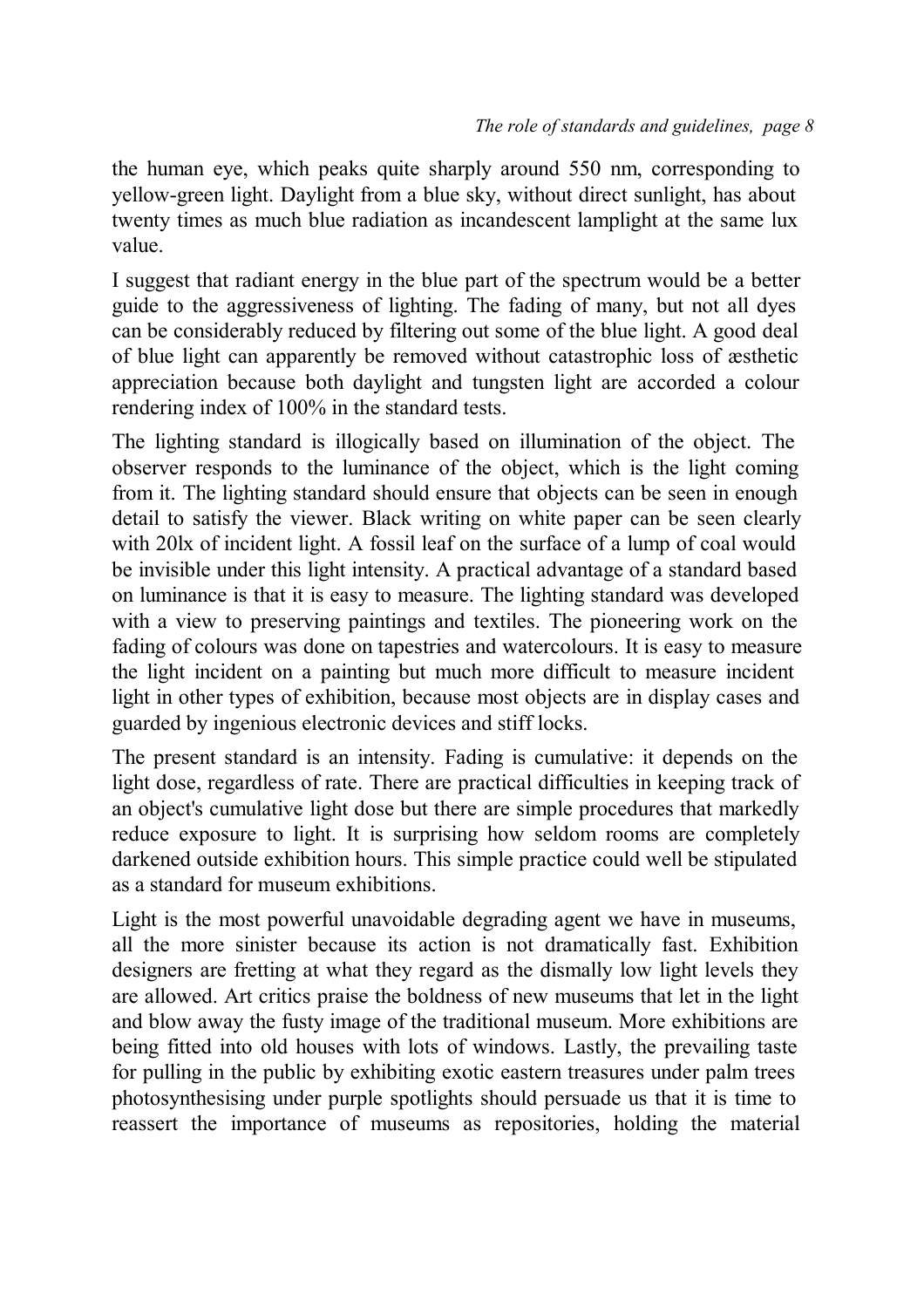the human eye, which peaks quite sharply around 550 nm, corresponding to yellow-green light. Daylight from a blue sky, without direct sunlight, has about twenty times as much blue radiation as incandescent lamplight at the same lux value.

I suggest that radiant energy in the blue part of the spectrum would be a better guide to the aggressiveness of lighting. The fading of many, but not all dyes can be considerably reduced by filtering out some of the blue light. A good deal of blue light can apparently be removed without catastrophic loss of æsthetic appreciation because both daylight and tungsten light are accorded a colour rendering index of 100% in the standard tests.

The lighting standard is illogically based on illumination of the object. The observer responds to the luminance of the object, which is the light coming from it. The lighting standard should ensure that objects can be seen in enough detail to satisfy the viewer. Black writing on white paper can be seen clearly with 20lx of incident light. A fossil leaf on the surface of a lump of coal would be invisible under this light intensity. A practical advantage of a standard based on luminance is that it is easy to measure. The lighting standard was developed with a view to preserving paintings and textiles. The pioneering work on the fading of colours was done on tapestries and watercolours. It is easy to measure the light incident on a painting but much more difficult to measure incident light in other types of exhibition, because most objects are in display cases and guarded by ingenious electronic devices and stiff locks.

The present standard is an intensity. Fading is cumulative: it depends on the light dose, regardless of rate. There are practical difficulties in keeping track of an object's cumulative light dose but there are simple procedures that markedly reduce exposure to light. It is surprising how seldom rooms are completely darkened outside exhibition hours. This simple practice could well be stipulated as a standard for museum exhibitions.

Light is the most powerful unavoidable degrading agent we have in museums, all the more sinister because its action is not dramatically fast. Exhibition designers are fretting at what they regard as the dismally low light levels they are allowed. Art critics praise the boldness of new museums that let in the light and blow away the fusty image of the traditional museum. More exhibitions are being fitted into old houses with lots of windows. Lastly, the prevailing taste for pulling in the public by exhibiting exotic eastern treasures under palm trees photosynthesising under purple spotlights should persuade us that it is time to reassert the importance of museums as repositories, holding the material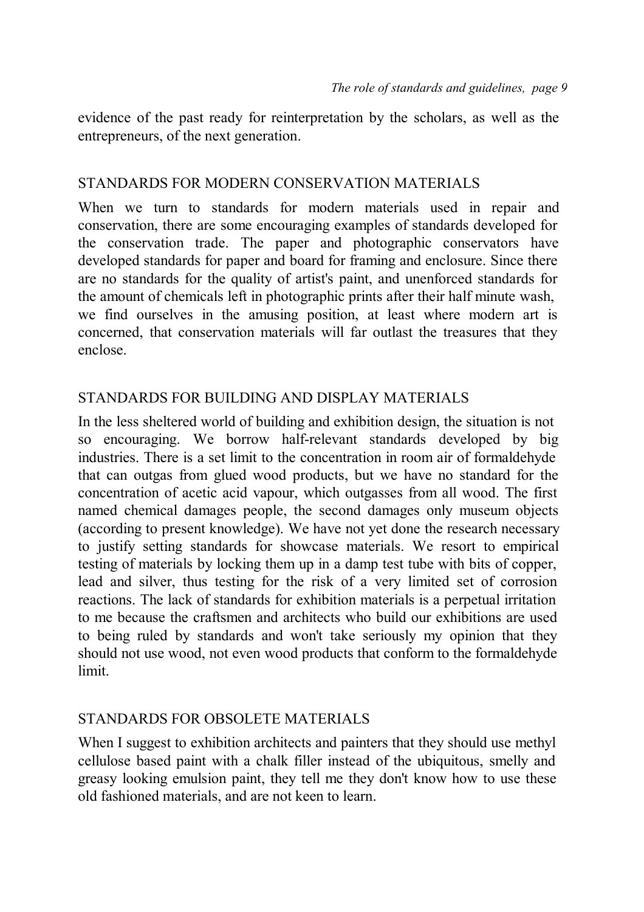evidence of the past ready for reinterpretation by the scholars, as well as the entrepreneurs, of the next generation.

## STANDARDS FOR MODERN CONSERVATION MATERIALS

When we turn to standards for modern materials used in repair and conservation, there are some encouraging examples of standards developed for the conservation trade. The paper and photographic conservators have developed standards for paper and board for framing and enclosure. Since there are no standards for the quality of artist's paint, and unenforced standards for the amount of chemicals left in photographic prints after their half minute wash, we find ourselves in the amusing position, at least where modern art is concerned, that conservation materials will far outlast the treasures that they enclose.

## STANDARDS FOR BUILDING AND DISPLAY MATERIALS

In the less sheltered world of building and exhibition design, the situation is not so encouraging. We borrow half-relevant standards developed by big industries. There is a set limit to the concentration in room air of formaldehyde that can outgas from glued wood products, but we have no standard for the concentration of acetic acid vapour, which outgasses from all wood. The first named chemical damages people, the second damages only museum objects (according to present knowledge). We have not yet done the research necessary to justify setting standards for showcase materials. We resort to empirical testing of materials by locking them up in a damp test tube with bits of copper, lead and silver, thus testing for the risk of a very limited set of corrosion reactions. The lack of standards for exhibition materials is a perpetual irritation to me because the craftsmen and architects who build our exhibitions are used to being ruled by standards and won't take seriously my opinion that they should not use wood, not even wood products that conform to the formaldehyde limit.

## STANDARDS FOR OBSOLETE MATERIALS

When I suggest to exhibition architects and painters that they should use methyl cellulose based paint with a chalk filler instead of the ubiquitous, smelly and greasy looking emulsion paint, they tell me they don't know how to use these old fashioned materials, and are not keen to learn.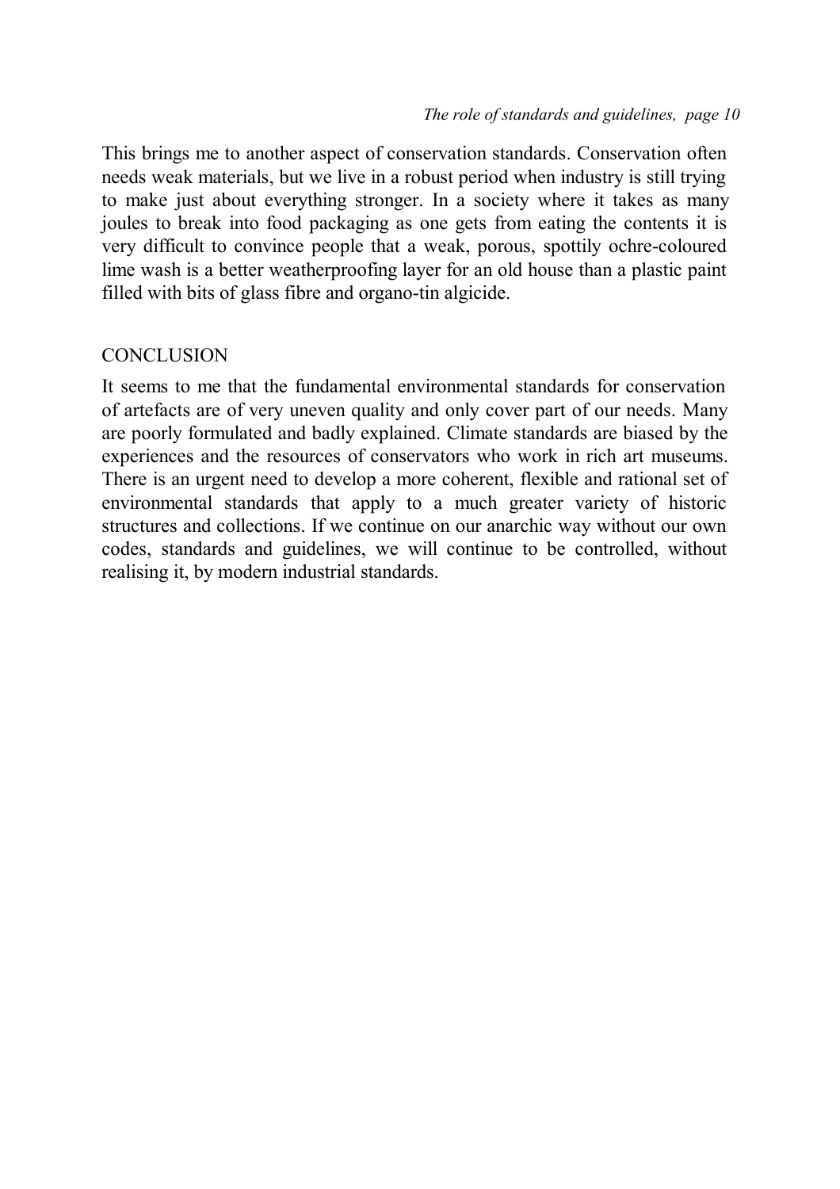This brings me to another aspect of conservation standards. Conservation often needs weak materials, but we live in a robust period when industry is still trying to make just about everything stronger. In a society where it takes as many joules to break into food packaging as one gets from eating the contents it is very difficult to convince people that a weak, porous, spottily ochre-coloured lime wash is a better weatherproofing layer for an old house than a plastic paint filled with bits of glass fibre and organo-tin algicide.

## CONCLUSION

It seems to me that the fundamental environmental standards for conservation of artefacts are of very uneven quality and only cover part of our needs. Many are poorly formulated and badly explained. Climate standards are biased by the experiences and the resources of conservators who work in rich art museums. There is an urgent need to develop a more coherent, flexible and rational set of environmental standards that apply to a much greater variety of historic structures and collections. If we continue on our anarchic way without our own codes, standards and guidelines, we will continue to be controlled, without realising it, by modern industrial standards.